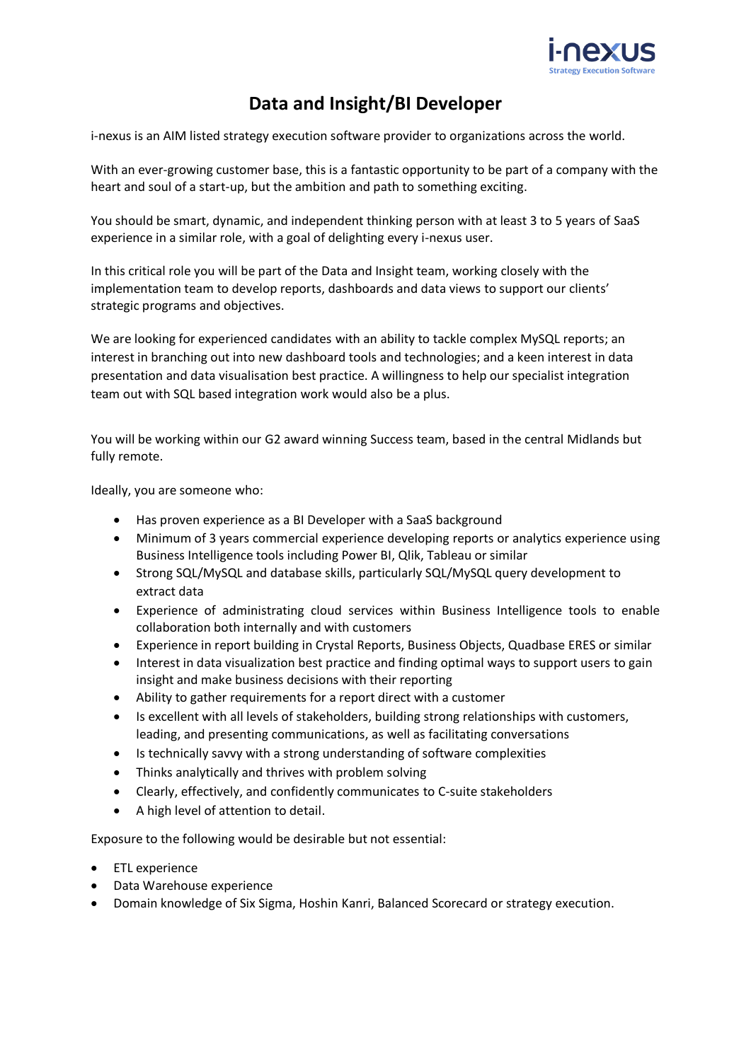# Data and Insight/BI Developer

i-nexus is an AIM listed strategy execution software provider to organizations across the world.

With an ever-growing customer base, this is a fantastic opportunity to be part of a company with the heart and soul of a start-up, but the ambition and path to something exciting.

You should be smart, dynamic, and independent thinking person with at least 3 to 5 years of SaaS experience in a similar role, with a goal of delighting every i-nexus user.

In this critical role you will be part of the Data and Insight team, working closely with the implementation team to develop reports, dashboards and data views to support our clients' strategic programs and objectives.

We are looking for experienced candidates with an ability to tackle complex MySQL reports; an interest in branching out into new dashboard tools and technologies; and a keen interest in data presentation and data visualisation best practice. A willingness to help our specialist integration team out with SQL based integration work would also be a plus.

You will be working within our G2 award winning Success team, based in the central Midlands but fully remote.

Ideally, you are someone who:

- Has proven experience as a BI Developer with a SaaS background
- Minimum of 3 years commercial experience developing reports or analytics experience using Business Intelligence tools including Power BI, Qlik, Tableau or similar
- Strong SQL/MySQL and database skills, particularly SQL/MySQL query development to extract data
- Experience of administrating cloud services within Business Intelligence tools to enable collaboration both internally and with customers
- Experience in report building in Crystal Reports, Business Objects, Quadbase ERES or similar
- Interest in data visualization best practice and finding optimal ways to support users to gain insight and make business decisions with their reporting
- Ability to gather requirements for a report direct with a customer
- Is excellent with all levels of stakeholders, building strong relationships with customers, leading, and presenting communications, as well as facilitating conversations
- Is technically savvy with a strong understanding of software complexities
- Thinks analytically and thrives with problem solving
- Clearly, effectively, and confidently communicates to C-suite stakeholders
- A high level of attention to detail.

Exposure to the following would be desirable but not essential:

- ETL experience
- Data Warehouse experience
- Domain knowledge of Six Sigma, Hoshin Kanri, Balanced Scorecard or strategy execution.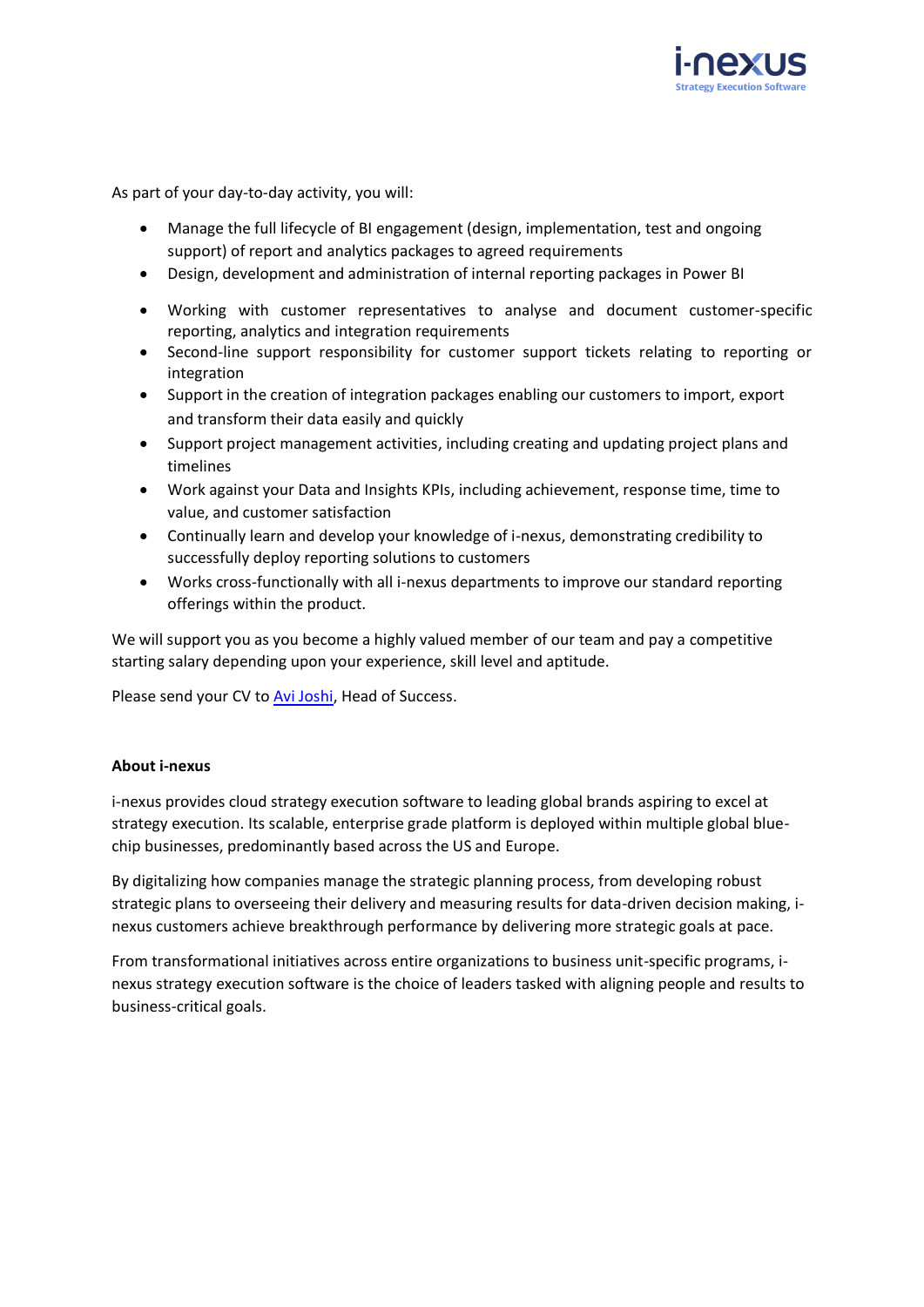As part of your day-to-day activity, you will:

- Manage the full lifecycle of BI engagement (design, implementation, test and ongoing support) of report and analytics packages to agreed requirements
- Design, development and administration of internal reporting packages in Power BI
- Working with customer representatives to analyse and document customer-specific reporting, analytics and integration requirements
- Second-line support responsibility for customer support tickets relating to reporting or integration
- Support in the creation of integration packages enabling our customers to import, export and transform their data easily and quickly
- Support project management activities, including creating and updating project plans and timelines
- Work against your Data and Insights KPIs, including achievement, response time, time to value, and customer satisfaction
- Continually learn and develop your knowledge of i-nexus, demonstrating credibility to successfully deploy reporting solutions to customers
- Works cross-functionally with all i-nexus departments to improve our standard reporting offerings within the product.

We will support you as you become a highly valued member of our team and pay a competitive starting salary depending upon your experience, skill level and aptitude.

Please send your CV to Avi Joshi, Head of Success.

**About i-nexus**

i-nexus provides cloud strategy execution software to leading global brands aspiring to excel at strategy execution. Its scalable, enterprise grade platform is deployed within multiple global blue-chip businesses, predominantly based across the US and Europe.

By digitalizing how companies manage the strategic planning process, from developing robust strategic plans to overseeing their delivery and measuring results for data-driven decision making, i-nexus customers achieve breakthrough performance by delivering more strategic goals at pace.

From transformational initiatives across entire organizations to business unit-specific programs, i-nexus strategy execution software is the choice of leaders tasked with aligning people and results to business-critical goals.